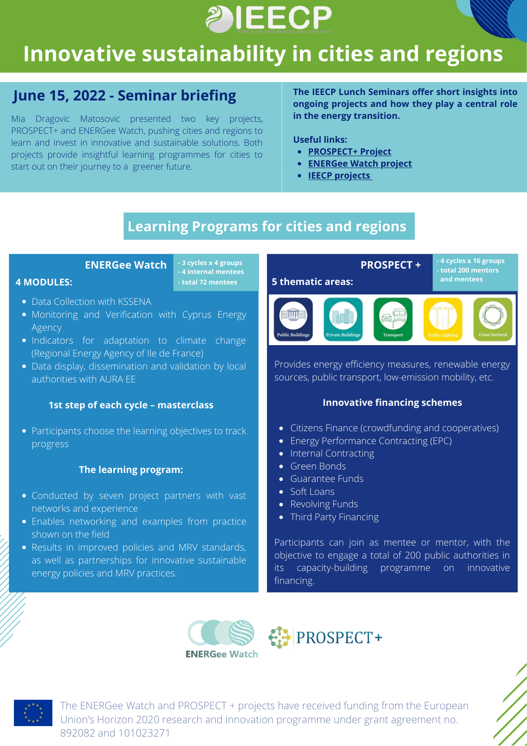IEECP

# Innovative sustainability in cities and regions

## June 15, 2022 - Seminar briefing

Mia Dragovic Matosovic presented two key projects, PROSPECT+ and ENERGee Watch, pushing cities and regions to learn and invest in innovative and sustainable solutions. Both projects provide insightful learning programmes for cities to start out on their journey to a greener future.

**The IEECP Lunch Seminars offer short insights into ongoing projects and how they play a central role in the energy transition.**

**Useful links:**

- **PROSPECT+ Project**
- **ENERGee Watch project**
- **IEECP projects**

## Learning Programs for cities and regions

### ENERGee Watch

- 3 cycles x 4 groups
- 4 internal mentees
- total 72 mentees

**4 MODULES:**

- Data Collection with KSSENA
- Monitoring and Verification with Cyprus Energy Agency
- Indicators for adaptation to climate change (Regional Energy Agency of Ile de France)
- Data display, dissemination and validation by local authorities with AURA EE

**1st step of each cycle – masterclass**

- Participants choose the learning objectives to track progress

**The learning program:**

- Conducted by seven project partners with vast networks and experience
- Enables networking and examples from practice shown on the field
- Results in improved policies and MRV standards, as well as partnerships for innovative sustainable energy policies and MRV practices.

### PROSPECT +

- 4 cycles x 16 groups
- total 200 mentors and mentees

**5 thematic areas:**

Public Buildings, Private Buildings, Transport, Public Lighting, Cross Sectoral

Provides energy efficiency measures, renewable energy sources, public transport, low-emission mobility, etc.

**Innovative financing schemes**

- Citizens Finance (crowdfunding and cooperatives)
- Energy Performance Contracting (EPC)
- Internal Contracting
- Green Bonds
- Guarantee Funds
- Soft Loans
- Revolving Funds
- Third Party Financing

Participants can join as mentee or mentor, with the objective to engage a total of 200 public authorities in its capacity-building programme on innovative financing.

ENERGee Watch

PROSPECT+

The ENERGee Watch and PROSPECT + projects have received funding from the European Union's Horizon 2020 research and innovation programme under grant agreement no. 892082 and 101023271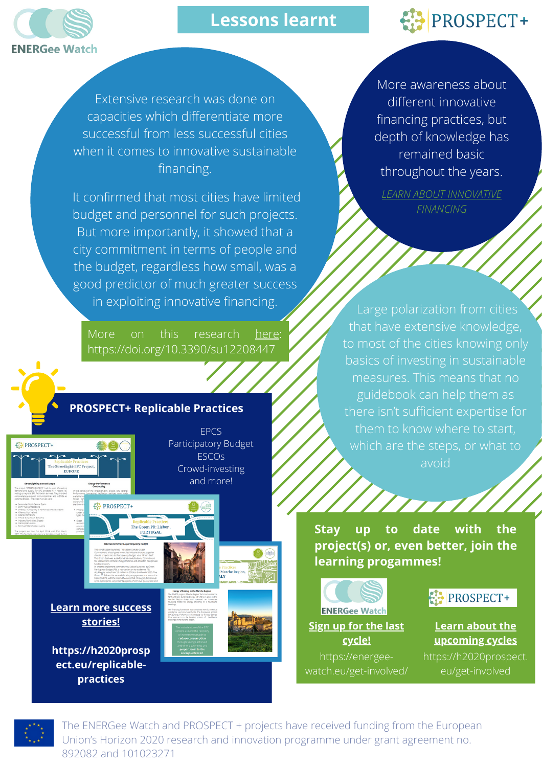# Lessons learnt

Extensive research was done on capacities which differentiate more successful from less successful cities when it comes to innovative sustainable financing.

It confirmed that most cities have limited budget and personnel for such projects. But more importantly, it showed that a city commitment in terms of people and the budget, regardless how small, was a good predictor of much greater success in exploiting innovative financing.

More on this research here: https://doi.org/10.3390/su12208447

More awareness about different innovative financing practices, but depth of knowledge has remained basic throughout the years.

LEARN ABOUT INNOVATIVE FINANCING

Large polarization from cities that have extensive knowledge, to most of the cities knowing only basics of investing in sustainable measures. This means that no guidebook can help them as there isn't sufficient expertise for them to know where to start, which are the steps, or what to avoid

## PROSPECT+ Replicable Practices

EPCS
Participatory Budget
ESCOs
Crowd-investing
and more!

**Learn more success stories!**

**https://h2020prospect.eu/replicable-practices**

**Stay up to date with the project(s) or, even better, join the learning progammes!**

**Sign up for the last cycle!**
https://energee-watch.eu/get-involved/

**Learn about the upcoming cycles**
https://h2020prospect.eu/get-involved

The ENERGee Watch and PROSPECT + projects have received funding from the European Union's Horizon 2020 research and innovation programme under grant agreement no. 892082 and 101023271